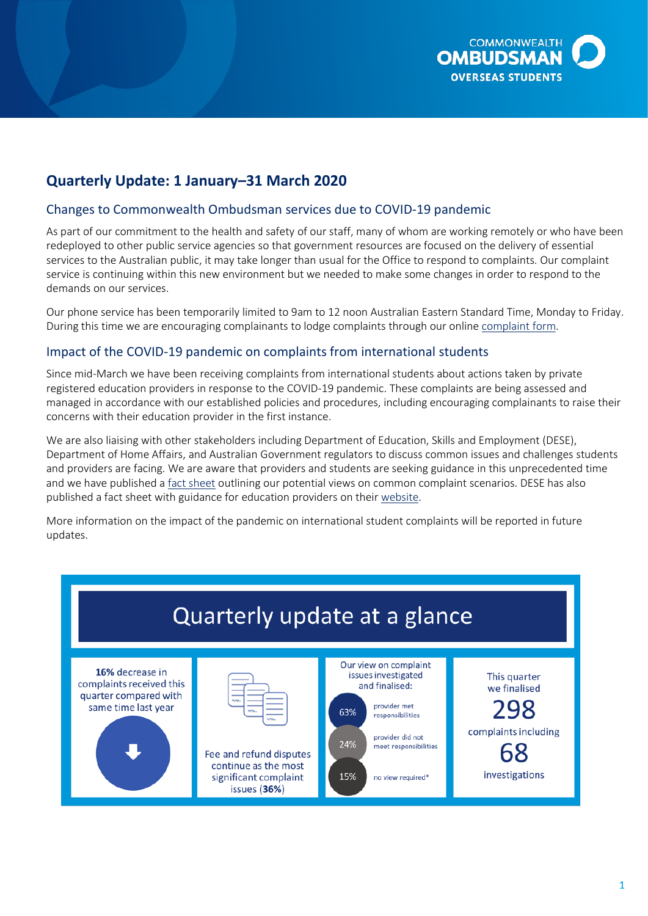COMMONWEALTH OMBUDSMAN OVERSEAS STUDENTS

# Quarterly Update: 1 January–31 March 2020

## Changes to Commonwealth Ombudsman services due to COVID-19 pandemic

As part of our commitment to the health and safety of our staff, many of whom are working remotely or who have been redeployed to other public service agencies so that government resources are focused on the delivery of essential services to the Australian public, it may take longer than usual for the Office to respond to complaints. Our complaint service is continuing within this new environment but we needed to make some changes in order to respond to the demands on our services.

Our phone service has been temporarily limited to 9am to 12 noon Australian Eastern Standard Time, Monday to Friday. During this time we are encouraging complainants to lodge complaints through our online complaint form.

## Impact of the COVID-19 pandemic on complaints from international students

Since mid-March we have been receiving complaints from international students about actions taken by private registered education providers in response to the COVID-19 pandemic. These complaints are being assessed and managed in accordance with our established policies and procedures, including encouraging complainants to raise their concerns with their education provider in the first instance.

We are also liaising with other stakeholders including Department of Education, Skills and Employment (DESE), Department of Home Affairs, and Australian Government regulators to discuss common issues and challenges students and providers are facing. We are aware that providers and students are seeking guidance in this unprecedented time and we have published a fact sheet outlining our potential views on common complaint scenarios. DESE has also published a fact sheet with guidance for education providers on their website.

More information on the impact of the pandemic on international student complaints will be reported in future updates.

## Quarterly update at a glance

**16%** decrease in complaints received this quarter compared with same time last year

Fee and refund disputes continue as the most significant complaint issues (**36%**)

Our view on complaint issues investigated and finalised:

- 63% provider met responsibilities
- 24% provider did not meet responsibilities
- 15% no view required*

This quarter we finalised **298** complaints including **68** investigations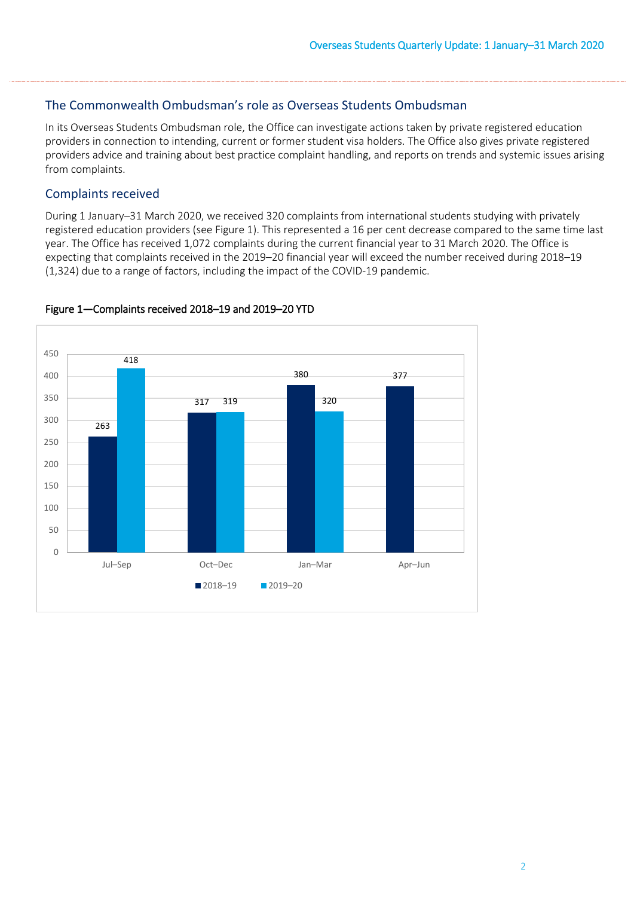## The Commonwealth Ombudsman's role as Overseas Students Ombudsman

In its Overseas Students Ombudsman role, the Office can investigate actions taken by private registered education providers in connection to intending, current or former student visa holders. The Office also gives private registered providers advice and training about best practice complaint handling, and reports on trends and systemic issues arising from complaints.

## Complaints received

During 1 January–31 March 2020, we received 320 complaints from international students studying with privately registered education providers (see Figure 1). This represented a 16 per cent decrease compared to the same time last year. The Office has received 1,072 complaints during the current financial year to 31 March 2020. The Office is expecting that complaints received in the 2019–20 financial year will exceed the number received during 2018–19 (1,324) due to a range of factors, including the impact of the COVID-19 pandemic.

**Figure 1—Complaints received 2018–19 and 2019–20 YTD**

| | Jul–Sep | Oct–Dec | Jan–Mar | Apr–Jun |
|---|---|---|---|---|
| 2018–19 | 263 | 317 | 380 | 377 |
| 2019–20 | 418 | 319 | 320 | |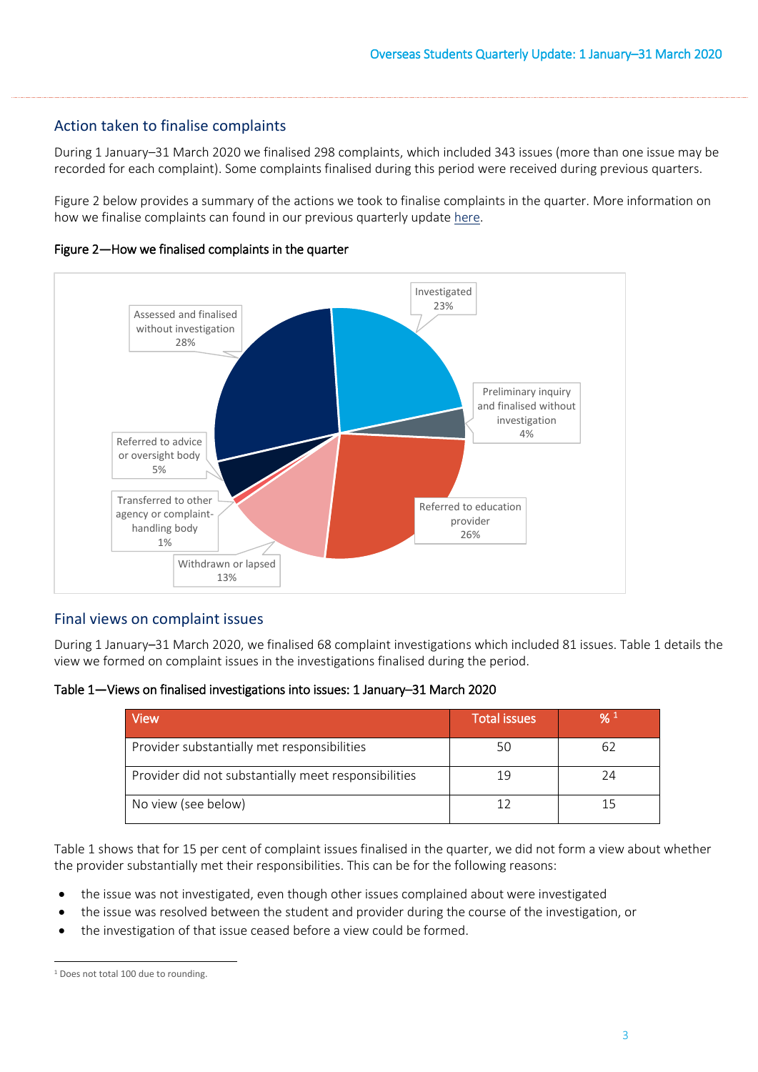## Action taken to finalise complaints

During 1 January–31 March 2020 we finalised 298 complaints, which included 343 issues (more than one issue may be recorded for each complaint). Some complaints finalised during this period were received during previous quarters.

Figure 2 below provides a summary of the actions we took to finalise complaints in the quarter. More information on how we finalise complaints can found in our previous quarterly update here.

Figure 2—How we finalised complaints in the quarter

- Investigated 23%
- Preliminary inquiry and finalised without investigation 4%
- Referred to education provider 26%
- Withdrawn or lapsed 13%
- Transferred to other agency or complaint-handling body 1%
- Referred to advice or oversight body 5%
- Assessed and finalised without investigation 28%

## Final views on complaint issues

During 1 January–31 March 2020, we finalised 68 complaint investigations which included 81 issues. Table 1 details the view we formed on complaint issues in the investigations finalised during the period.

Table 1—Views on finalised investigations into issues: 1 January–31 March 2020

| View | Total issues | % [1] |
|---|---|---|
| Provider substantially met responsibilities | 50 | 62 |
| Provider did not substantially meet responsibilities | 19 | 24 |
| No view (see below) | 12 | 15 |

Table 1 shows that for 15 per cent of complaint issues finalised in the quarter, we did not form a view about whether the provider substantially met their responsibilities. This can be for the following reasons:

- the issue was not investigated, even though other issues complained about were investigated
- the issue was resolved between the student and provider during the course of the investigation, or
- the investigation of that issue ceased before a view could be formed.

[1] Does not total 100 due to rounding.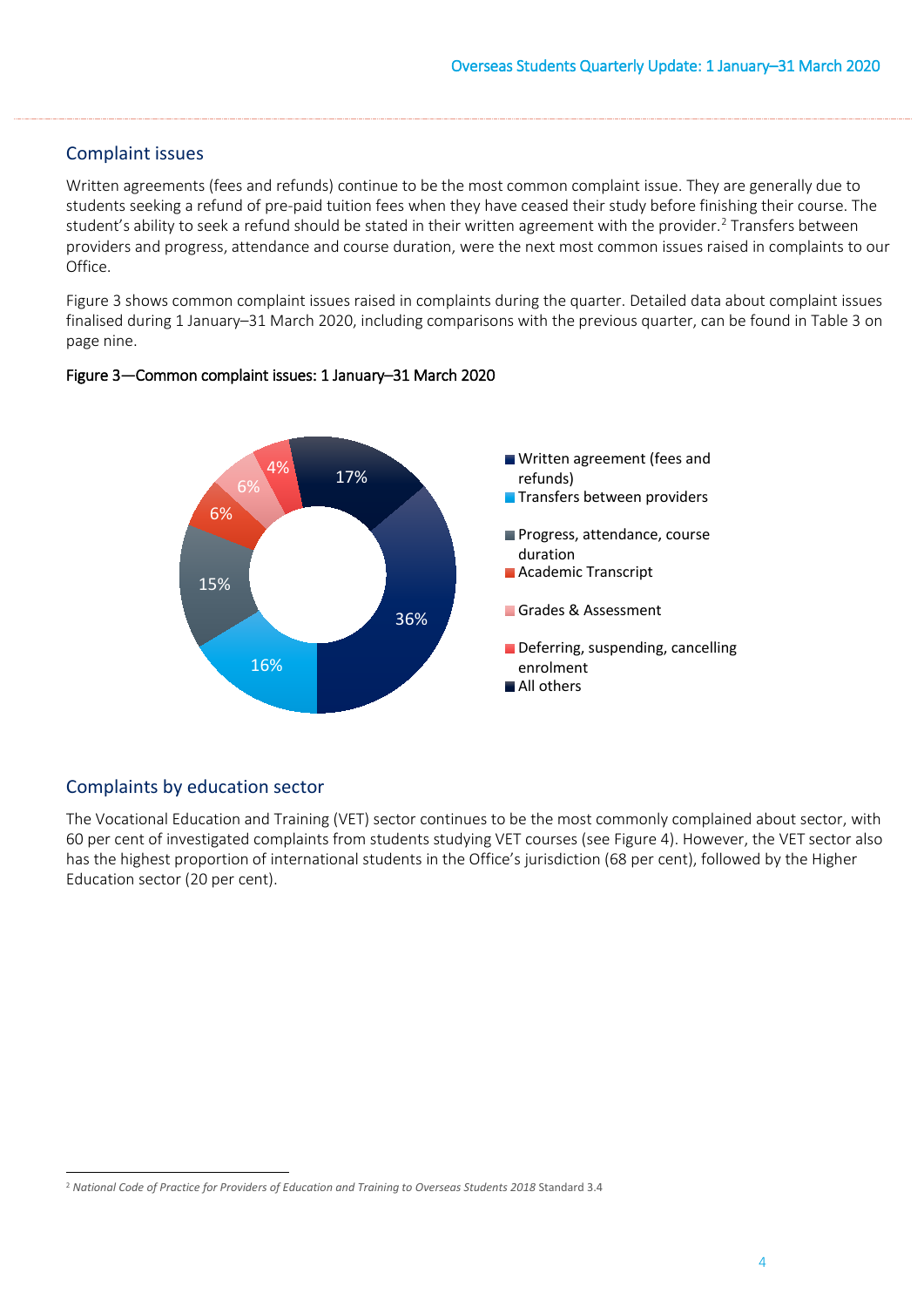## Complaint issues

Written agreements (fees and refunds) continue to be the most common complaint issue. They are generally due to students seeking a refund of pre-paid tuition fees when they have ceased their study before finishing their course. The student's ability to seek a refund should be stated in their written agreement with the provider.[2] Transfers between providers and progress, attendance and course duration, were the next most common issues raised in complaints to our Office.

Figure 3 shows common complaint issues raised in complaints during the quarter. Detailed data about complaint issues finalised during 1 January–31 March 2020, including comparisons with the previous quarter, can be found in Table 3 on page nine.

Figure 3—Common complaint issues: 1 January–31 March 2020

| Complaint issue | Per cent |
|---|---|
| Written agreement (fees and refunds) | 36% |
| Transfers between providers | 16% |
| Progress, attendance, course duration | 15% |
| Academic Transcript | 6% |
| Grades & Assessment | 6% |
| Deferring, suspending, cancelling enrolment | 4% |
| All others | 17% |

## Complaints by education sector

The Vocational Education and Training (VET) sector continues to be the most commonly complained about sector, with 60 per cent of investigated complaints from students studying VET courses (see Figure 4). However, the VET sector also has the highest proportion of international students in the Office's jurisdiction (68 per cent), followed by the Higher Education sector (20 per cent).

[2] *National Code of Practice for Providers of Education and Training to Overseas Students 2018* Standard 3.4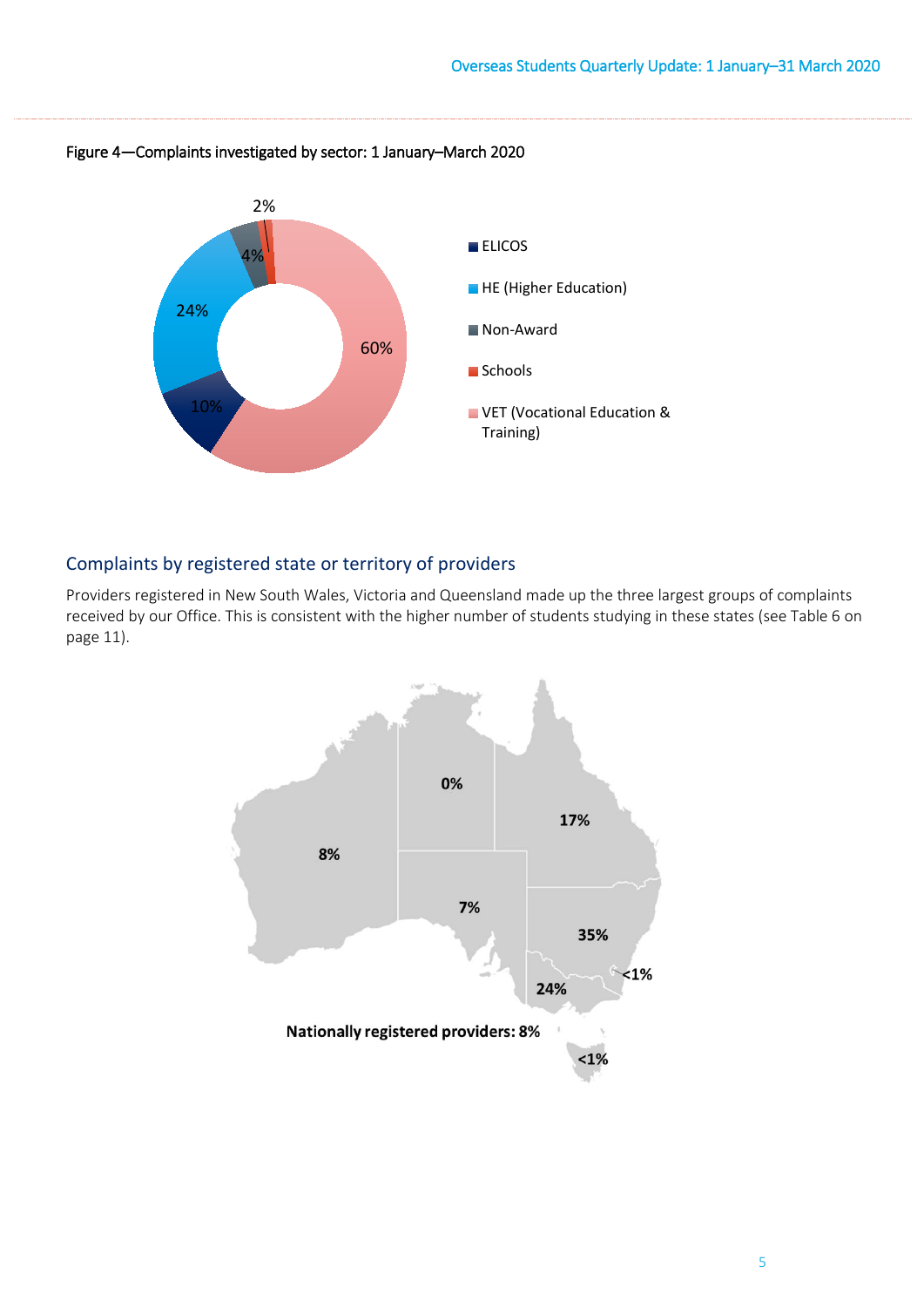Figure 4—Complaints investigated by sector: 1 January–March 2020

## Complaints by registered state or territory of providers

Providers registered in New South Wales, Victoria and Queensland made up the three largest groups of complaints received by our Office. This is consistent with the higher number of students studying in these states (see Table 6 on page 11).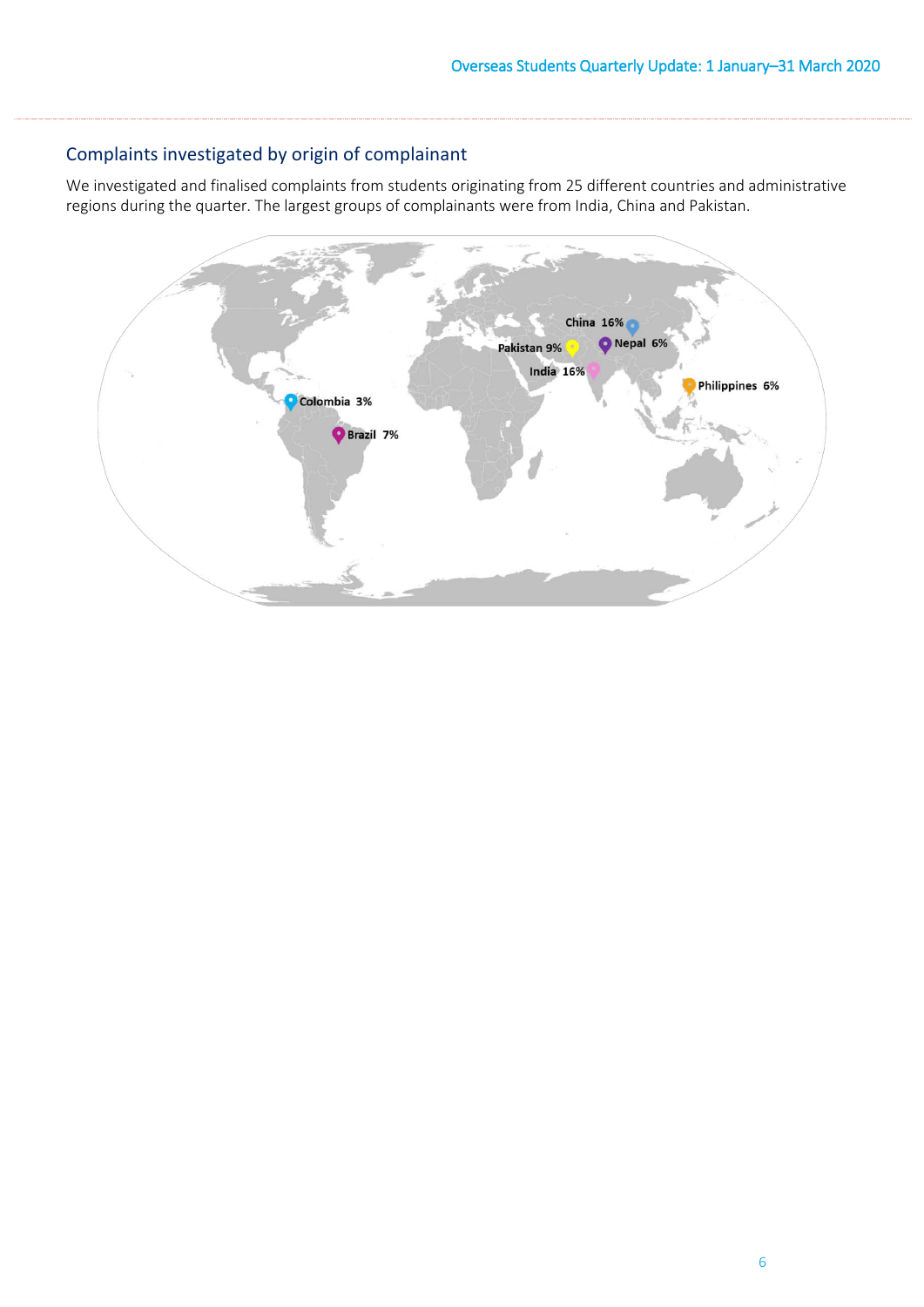## Complaints investigated by origin of complainant

We investigated and finalised complaints from students originating from 25 different countries and administrative regions during the quarter. The largest groups of complainants were from India, China and Pakistan.

China 16%
Pakistan 9%
Nepal 6%
India 16%
Philippines 6%
Colombia 3%
Brazil 7%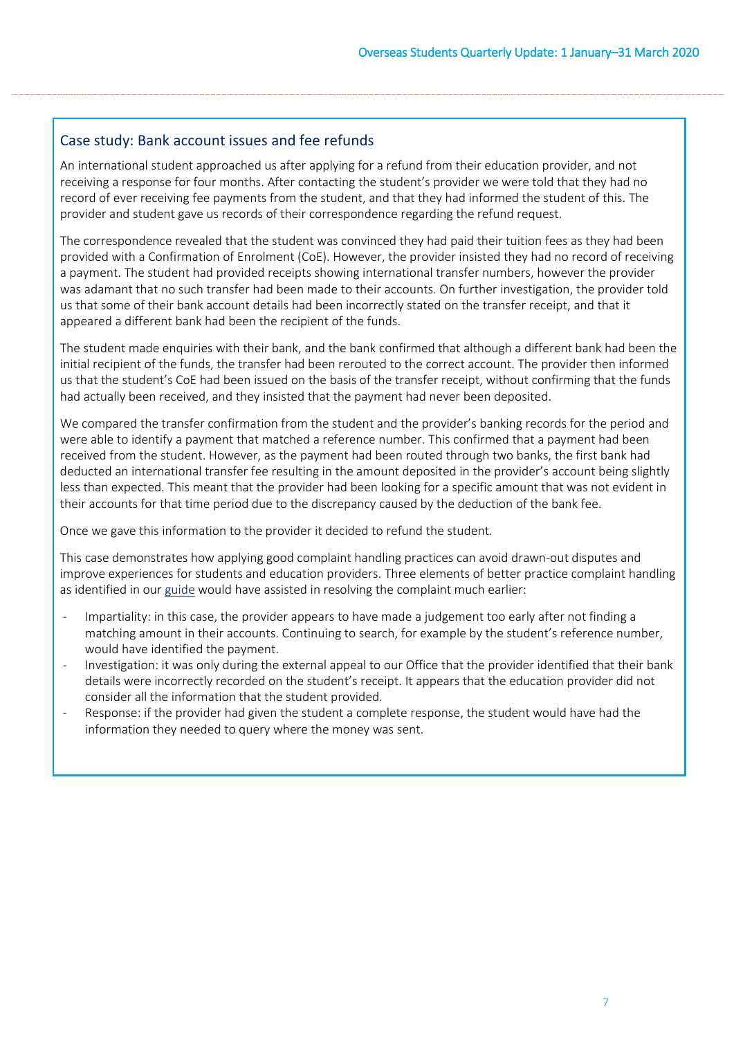## Case study: Bank account issues and fee refunds

An international student approached us after applying for a refund from their education provider, and not receiving a response for four months. After contacting the student's provider we were told that they had no record of ever receiving fee payments from the student, and that they had informed the student of this. The provider and student gave us records of their correspondence regarding the refund request.

The correspondence revealed that the student was convinced they had paid their tuition fees as they had been provided with a Confirmation of Enrolment (CoE). However, the provider insisted they had no record of receiving a payment. The student had provided receipts showing international transfer numbers, however the provider was adamant that no such transfer had been made to their accounts. On further investigation, the provider told us that some of their bank account details had been incorrectly stated on the transfer receipt, and that it appeared a different bank had been the recipient of the funds.

The student made enquiries with their bank, and the bank confirmed that although a different bank had been the initial recipient of the funds, the transfer had been rerouted to the correct account. The provider then informed us that the student's CoE had been issued on the basis of the transfer receipt, without confirming that the funds had actually been received, and they insisted that the payment had never been deposited.

We compared the transfer confirmation from the student and the provider's banking records for the period and were able to identify a payment that matched a reference number. This confirmed that a payment had been received from the student. However, as the payment had been routed through two banks, the first bank had deducted an international transfer fee resulting in the amount deposited in the provider's account being slightly less than expected. This meant that the provider had been looking for a specific amount that was not evident in their accounts for that time period due to the discrepancy caused by the deduction of the bank fee.

Once we gave this information to the provider it decided to refund the student.

This case demonstrates how applying good complaint handling practices can avoid drawn-out disputes and improve experiences for students and education providers. Three elements of better practice complaint handling as identified in our guide would have assisted in resolving the complaint much earlier:

- Impartiality: in this case, the provider appears to have made a judgement too early after not finding a matching amount in their accounts. Continuing to search, for example by the student's reference number, would have identified the payment.
- Investigation: it was only during the external appeal to our Office that the provider identified that their bank details were incorrectly recorded on the student's receipt. It appears that the education provider did not consider all the information that the student provided.
- Response: if the provider had given the student a complete response, the student would have had the information they needed to query where the money was sent.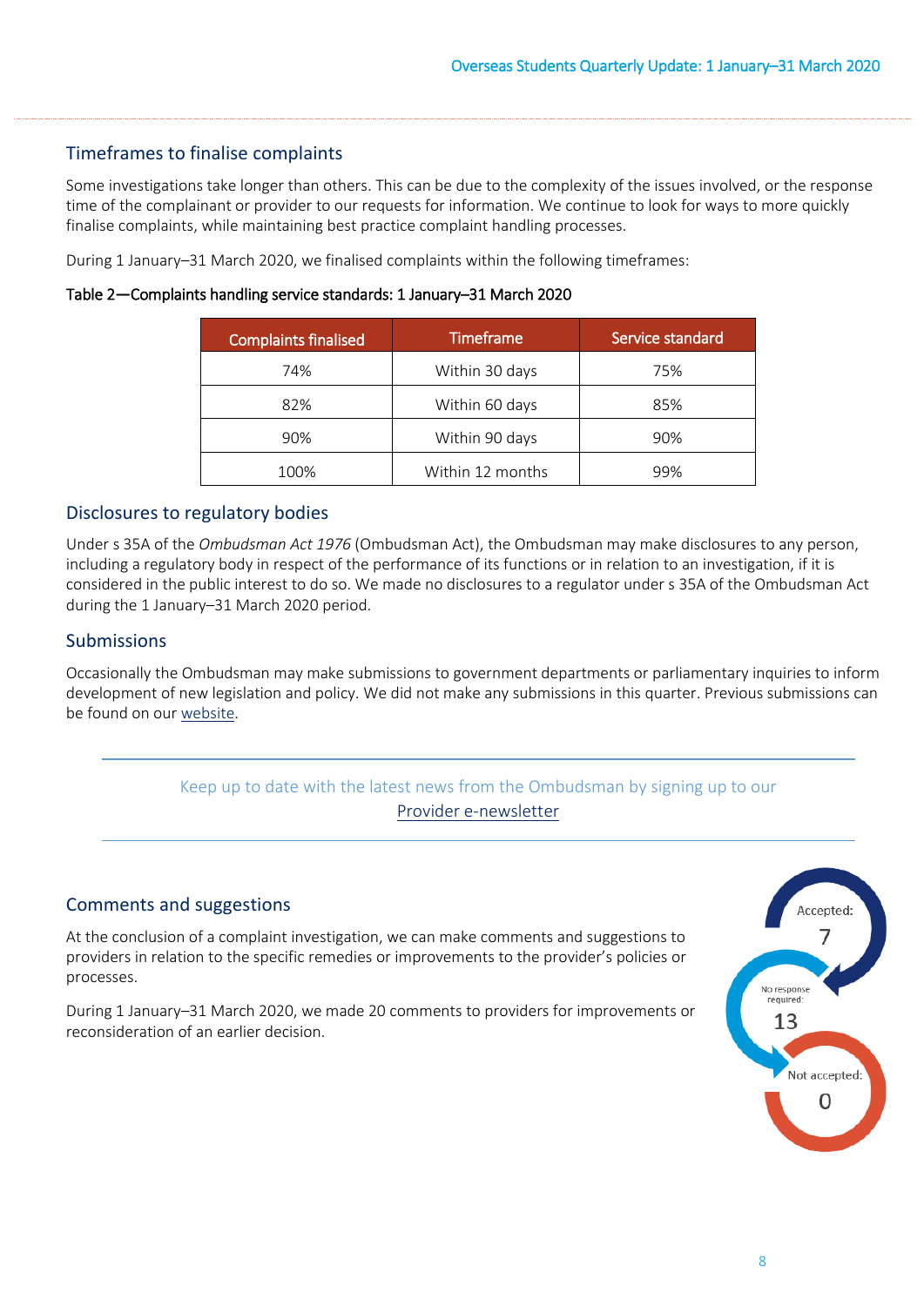## Timeframes to finalise complaints

Some investigations take longer than others. This can be due to the complexity of the issues involved, or the response time of the complainant or provider to our requests for information. We continue to look for ways to more quickly finalise complaints, while maintaining best practice complaint handling processes.

During 1 January–31 March 2020, we finalised complaints within the following timeframes:

**Table 2—Complaints handling service standards: 1 January–31 March 2020**

| Complaints finalised | Timeframe | Service standard |
| --- | --- | --- |
| 74% | Within 30 days | 75% |
| 82% | Within 60 days | 85% |
| 90% | Within 90 days | 90% |
| 100% | Within 12 months | 99% |

## Disclosures to regulatory bodies

Under s 35A of the *Ombudsman Act 1976* (Ombudsman Act), the Ombudsman may make disclosures to any person, including a regulatory body in respect of the performance of its functions or in relation to an investigation, if it is considered in the public interest to do so. We made no disclosures to a regulator under s 35A of the Ombudsman Act during the 1 January–31 March 2020 period.

## Submissions

Occasionally the Ombudsman may make submissions to government departments or parliamentary inquiries to inform development of new legislation and policy. We did not make any submissions in this quarter. Previous submissions can be found on our website.

Keep up to date with the latest news from the Ombudsman by signing up to our Provider e-newsletter

## Comments and suggestions

At the conclusion of a complaint investigation, we can make comments and suggestions to providers in relation to the specific remedies or improvements to the provider's policies or processes.

During 1 January–31 March 2020, we made 20 comments to providers for improvements or reconsideration of an earlier decision.

Accepted: 7

No response required: 13

Not accepted: 0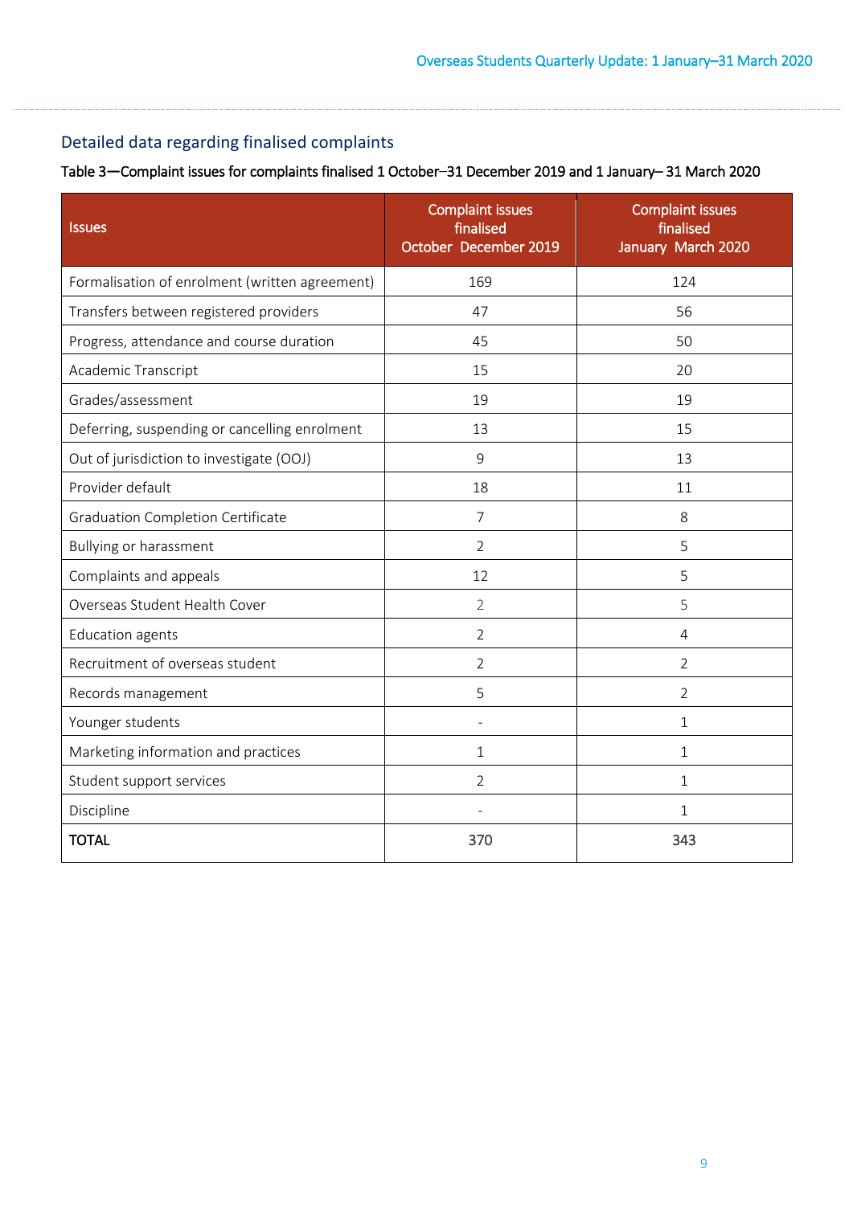## Detailed data regarding finalised complaints

**Table 3—Complaint issues for complaints finalised 1 October–31 December 2019 and 1 January– 31 March 2020**

| Issues | Complaint issues finalised October December 2019 | Complaint issues finalised January March 2020 |
|---|---|---|
| Formalisation of enrolment (written agreement) | 169 | 124 |
| Transfers between registered providers | 47 | 56 |
| Progress, attendance and course duration | 45 | 50 |
| Academic Transcript | 15 | 20 |
| Grades/assessment | 19 | 19 |
| Deferring, suspending or cancelling enrolment | 13 | 15 |
| Out of jurisdiction to investigate (OOJ) | 9 | 13 |
| Provider default | 18 | 11 |
| Graduation Completion Certificate | 7 | 8 |
| Bullying or harassment | 2 | 5 |
| Complaints and appeals | 12 | 5 |
| Overseas Student Health Cover | 2 | 5 |
| Education agents | 2 | 4 |
| Recruitment of overseas student | 2 | 2 |
| Records management | 5 | 2 |
| Younger students | - | 1 |
| Marketing information and practices | 1 | 1 |
| Student support services | 2 | 1 |
| Discipline | - | 1 |
| **TOTAL** | 370 | 343 |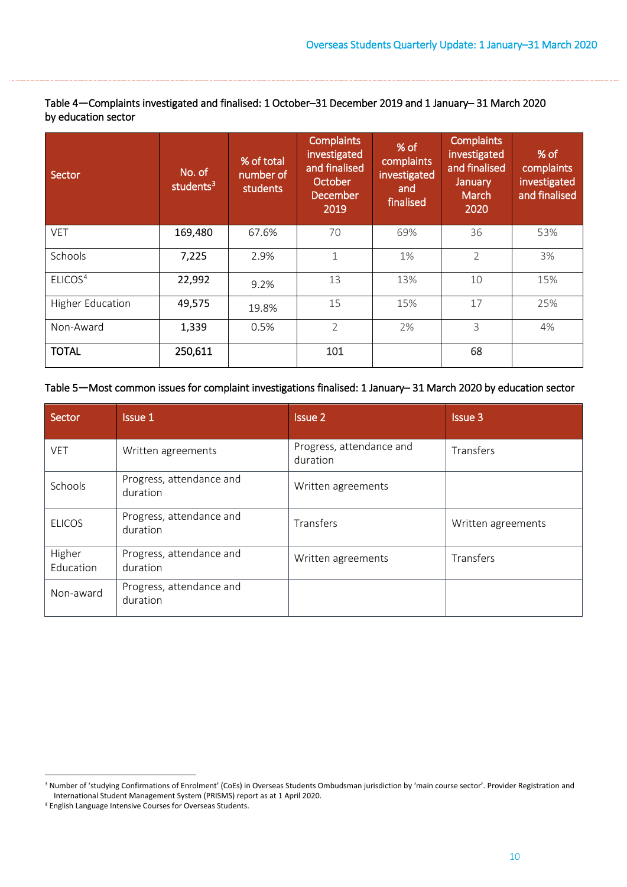Table 4—Complaints investigated and finalised: 1 October–31 December 2019 and 1 January– 31 March 2020 by education sector

| Sector | No. of students[3] | % of total number of students | Complaints investigated and finalised October December 2019 | % of complaints investigated and finalised | Complaints investigated and finalised January March 2020 | % of complaints investigated and finalised |
|---|---|---|---|---|---|---|
| VET | 169,480 | 67.6% | 70 | 69% | 36 | 53% |
| Schools | 7,225 | 2.9% | 1 | 1% | 2 | 3% |
| ELICOS[4] | 22,992 | 9.2% | 13 | 13% | 10 | 15% |
| Higher Education | 49,575 | 19.8% | 15 | 15% | 17 | 25% |
| Non-Award | 1,339 | 0.5% | 2 | 2% | 3 | 4% |
| **TOTAL** | **250,611** | | 101 | | 68 | |

Table 5—Most common issues for complaint investigations finalised: 1 January– 31 March 2020 by education sector

| Sector | Issue 1 | Issue 2 | Issue 3 |
|---|---|---|---|
| VET | Written agreements | Progress, attendance and duration | Transfers |
| Schools | Progress, attendance and duration | Written agreements | |
| ELICOS | Progress, attendance and duration | Transfers | Written agreements |
| Higher Education | Progress, attendance and duration | Written agreements | Transfers |
| Non-award | Progress, attendance and duration | | |

[3] Number of 'studying Confirmations of Enrolment' (CoEs) in Overseas Students Ombudsman jurisdiction by 'main course sector'. Provider Registration and International Student Management System (PRISMS) report as at 1 April 2020.

[4] English Language Intensive Courses for Overseas Students.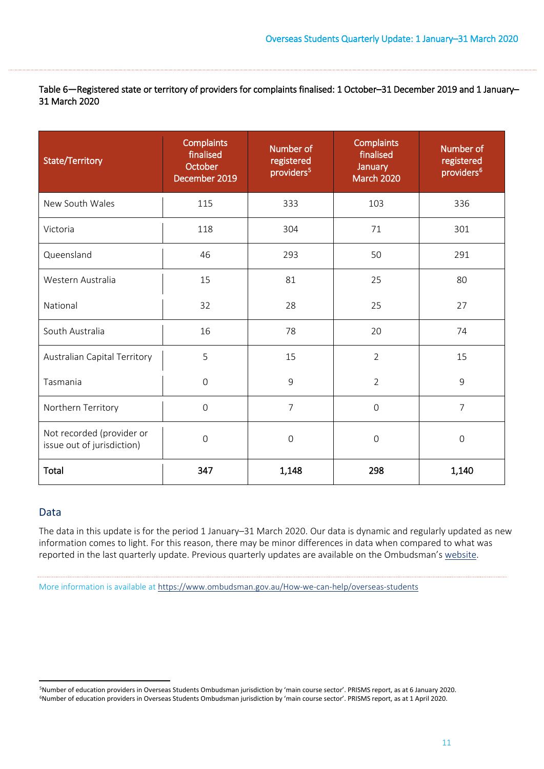Table 6—Registered state or territory of providers for complaints finalised: 1 October–31 December 2019 and 1 January–31 March 2020

| State/Territory | Complaints finalised October December 2019 | Number of registered providers[5] | Complaints finalised January March 2020 | Number of registered providers[6] |
|---|---|---|---|---|
| New South Wales | 115 | 333 | 103 | 336 |
| Victoria | 118 | 304 | 71 | 301 |
| Queensland | 46 | 293 | 50 | 291 |
| Western Australia | 15 | 81 | 25 | 80 |
| National | 32 | 28 | 25 | 27 |
| South Australia | 16 | 78 | 20 | 74 |
| Australian Capital Territory | 5 | 15 | 2 | 15 |
| Tasmania | 0 | 9 | 2 | 9 |
| Northern Territory | 0 | 7 | 0 | 7 |
| Not recorded (provider or issue out of jurisdiction) | 0 | 0 | 0 | 0 |
| **Total** | **347** | **1,148** | **298** | **1,140** |

## Data

The data in this update is for the period 1 January–31 March 2020. Our data is dynamic and regularly updated as new information comes to light. For this reason, there may be minor differences in data when compared to what was reported in the last quarterly update. Previous quarterly updates are available on the Ombudsman's website.

More information is available at https://www.ombudsman.gov.au/How-we-can-help/overseas-students

[5] Number of education providers in Overseas Students Ombudsman jurisdiction by 'main course sector'. PRISMS report, as at 6 January 2020.
[6] Number of education providers in Overseas Students Ombudsman jurisdiction by 'main course sector'. PRISMS report, as at 1 April 2020.